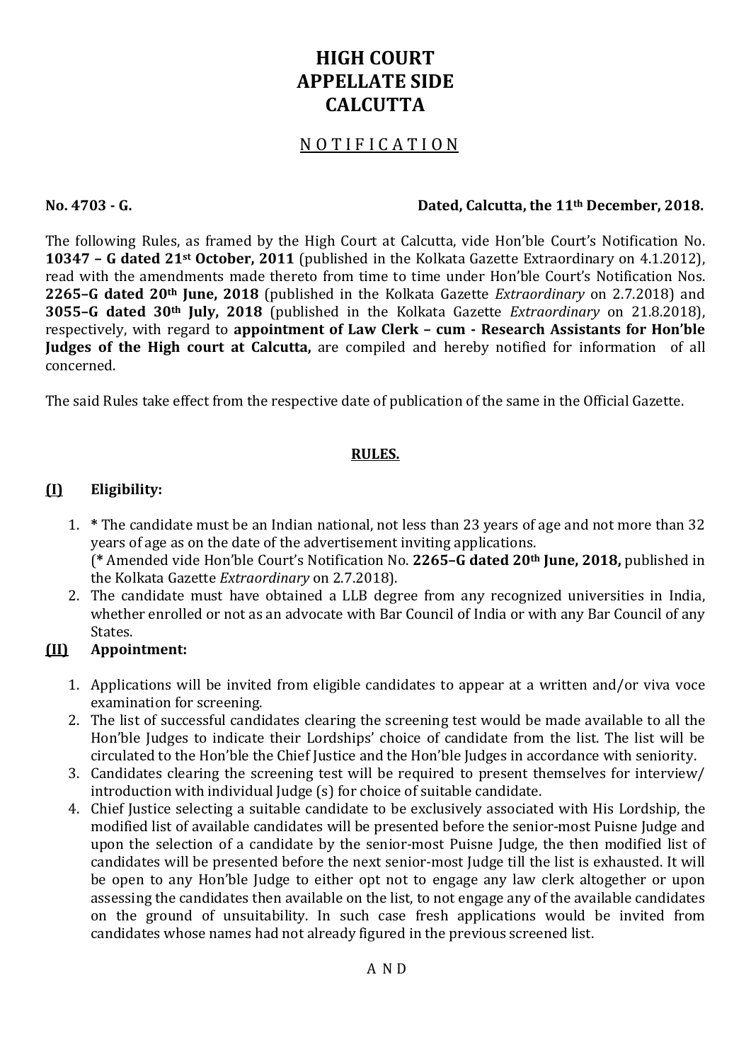# HIGH COURT
# APPELLATE SIDE
# CALCUTTA

## NOTIFICATION

**No. 4703 - G.** **Dated, Calcutta, the 11th December, 2018.**

The following Rules, as framed by the High Court at Calcutta, vide Hon'ble Court's Notification No. **10347 – G dated 21st October, 2011** (published in the Kolkata Gazette Extraordinary on 4.1.2012), read with the amendments made thereto from time to time under Hon'ble Court's Notification Nos. **2265–G dated 20th June, 2018** (published in the Kolkata Gazette *Extraordinary* on 2.7.2018) and **3055–G dated 30th July, 2018** (published in the Kolkata Gazette *Extraordinary* on 21.8.2018), respectively, with regard to **appointment of Law Clerk – cum - Research Assistants for Hon'ble Judges of the High court at Calcutta,** are compiled and hereby notified for information of all concerned.

The said Rules take effect from the respective date of publication of the same in the Official Gazette.

### RULES.

**(I) Eligibility:**

1. **\*** The candidate must be an Indian national, not less than 23 years of age and not more than 32 years of age as on the date of the advertisement inviting applications.
   (**\*** Amended vide Hon'ble Court's Notification No. **2265–G dated 20th June, 2018,** published in the Kolkata Gazette *Extraordinary* on 2.7.2018).
2. The candidate must have obtained a LLB degree from any recognized universities in India, whether enrolled or not as an advocate with Bar Council of India or with any Bar Council of any States.

**(II) Appointment:**

1. Applications will be invited from eligible candidates to appear at a written and/or viva voce examination for screening.
2. The list of successful candidates clearing the screening test would be made available to all the Hon'ble Judges to indicate their Lordships' choice of candidate from the list. The list will be circulated to the Hon'ble the Chief Justice and the Hon'ble Judges in accordance with seniority.
3. Candidates clearing the screening test will be required to present themselves for interview/ introduction with individual Judge (s) for choice of suitable candidate.
4. Chief Justice selecting a suitable candidate to be exclusively associated with His Lordship, the modified list of available candidates will be presented before the senior-most Puisne Judge and upon the selection of a candidate by the senior-most Puisne Judge, the then modified list of candidates will be presented before the next senior-most Judge till the list is exhausted. It will be open to any Hon'ble Judge to either opt not to engage any law clerk altogether or upon assessing the candidates then available on the list, to not engage any of the available candidates on the ground of unsuitability. In such case fresh applications would be invited from candidates whose names had not already figured in the previous screened list.

A N D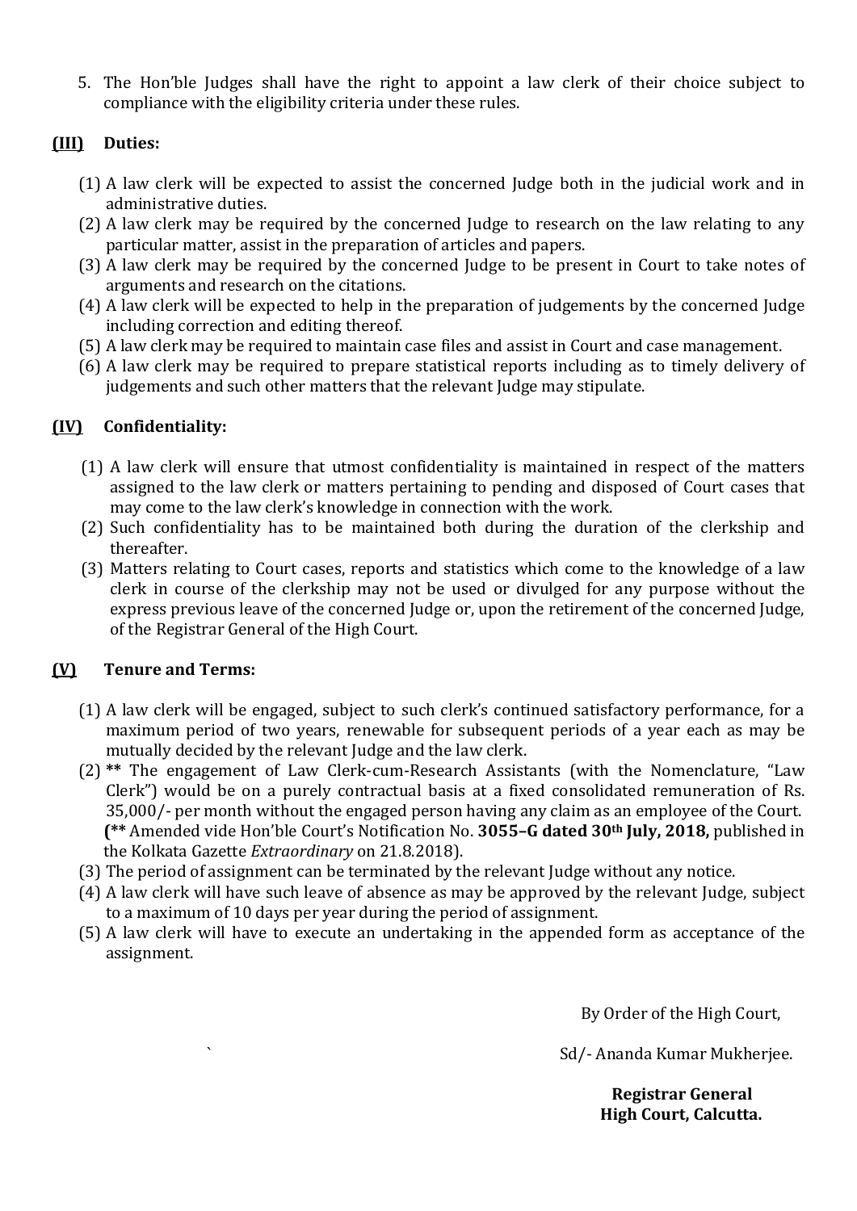5. The Hon'ble Judges shall have the right to appoint a law clerk of their choice subject to compliance with the eligibility criteria under these rules.

## (III) Duties:

(1) A law clerk will be expected to assist the concerned Judge both in the judicial work and in administrative duties.

(2) A law clerk may be required by the concerned Judge to research on the law relating to any particular matter, assist in the preparation of articles and papers.

(3) A law clerk may be required by the concerned Judge to be present in Court to take notes of arguments and research on the citations.

(4) A law clerk will be expected to help in the preparation of judgements by the concerned Judge including correction and editing thereof.

(5) A law clerk may be required to maintain case files and assist in Court and case management.

(6) A law clerk may be required to prepare statistical reports including as to timely delivery of judgements and such other matters that the relevant Judge may stipulate.

## (IV) Confidentiality:

(1) A law clerk will ensure that utmost confidentiality is maintained in respect of the matters assigned to the law clerk or matters pertaining to pending and disposed of Court cases that may come to the law clerk's knowledge in connection with the work.

(2) Such confidentiality has to be maintained both during the duration of the clerkship and thereafter.

(3) Matters relating to Court cases, reports and statistics which come to the knowledge of a law clerk in course of the clerkship may not be used or divulged for any purpose without the express previous leave of the concerned Judge or, upon the retirement of the concerned Judge, of the Registrar General of the High Court.

## (V) Tenure and Terms:

(1) A law clerk will be engaged, subject to such clerk's continued satisfactory performance, for a maximum period of two years, renewable for subsequent periods of a year each as may be mutually decided by the relevant Judge and the law clerk.

(2) **\*\*** The engagement of Law Clerk-cum-Research Assistants (with the Nomenclature, "Law Clerk") would be on a purely contractual basis at a fixed consolidated remuneration of Rs. 35,000/- per month without the engaged person having any claim as an employee of the Court. **(\*\*** Amended vide Hon'ble Court's Notification No. **3055–G dated 30th July, 2018,** published in the Kolkata Gazette *Extraordinary* on 21.8.2018).

(3) The period of assignment can be terminated by the relevant Judge without any notice.

(4) A law clerk will have such leave of absence as may be approved by the relevant Judge, subject to a maximum of 10 days per year during the period of assignment.

(5) A law clerk will have to execute an undertaking in the appended form as acceptance of the assignment.

By Order of the High Court,

Sd/- Ananda Kumar Mukherjee.

**Registrar General**
**High Court, Calcutta.**